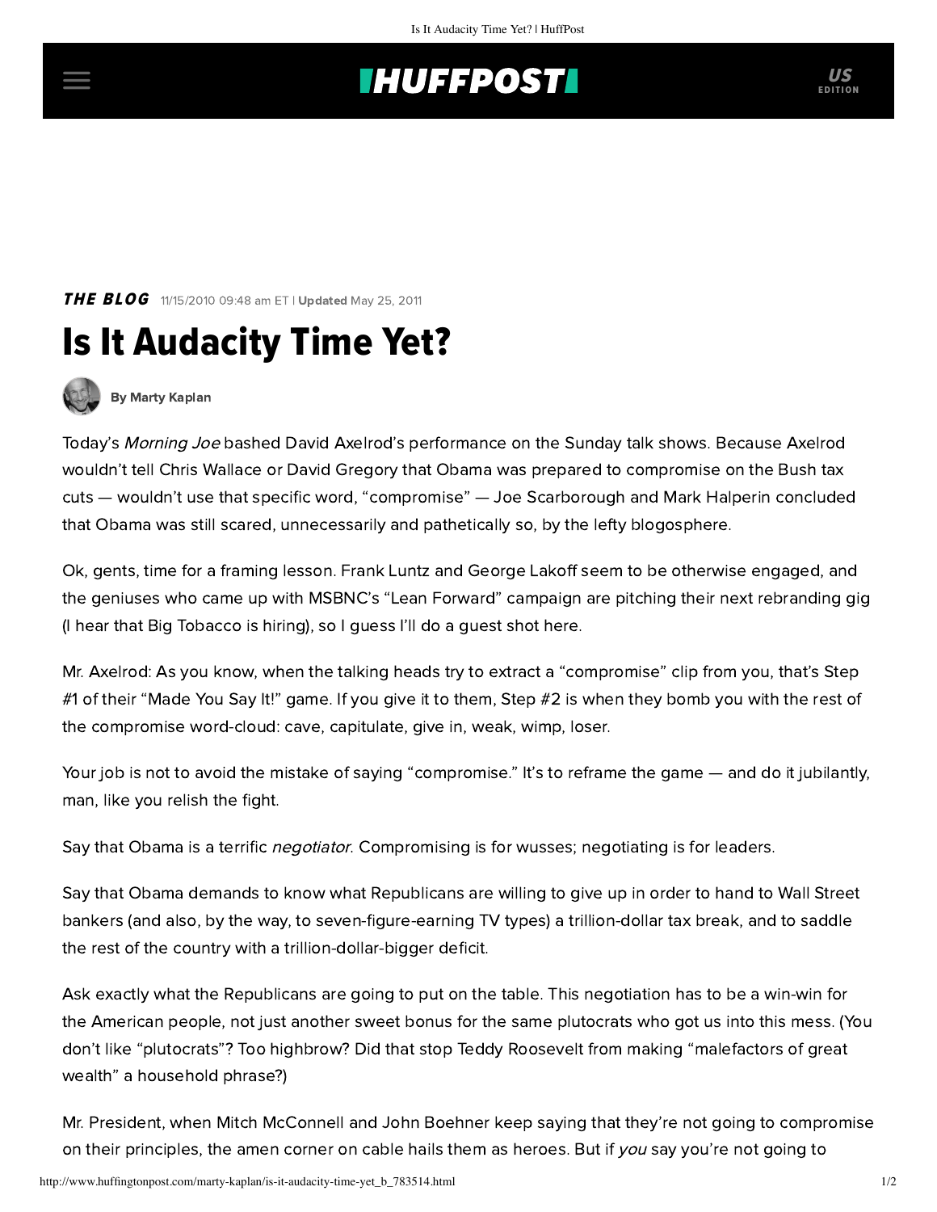**THE BLOG** 11/15/2010 09:48 am ET | **Updated** May 25, 2011

# Is It Audacity Time Yet?

**By Marty Kaplan**

Today's *Morning Joe* bashed David Axelrod's performance on the Sunday talk shows. Because Axelrod wouldn't tell Chris Wallace or David Gregory that Obama was prepared to compromise on the Bush tax cuts — wouldn't use that specific word, "compromise" — Joe Scarborough and Mark Halperin concluded that Obama was still scared, unnecessarily and pathetically so, by the lefty blogosphere.

Ok, gents, time for a framing lesson. Frank Luntz and George Lakoff seem to be otherwise engaged, and the geniuses who came up with MSNBC's "Lean Forward" campaign are pitching their next rebranding gig (I hear that Big Tobacco is hiring), so I guess I'll do a guest shot here.

Mr. Axelrod: As you know, when the talking heads try to extract a "compromise" clip from you, that's Step #1 of their "Made You Say It!" game. If you give it to them, Step #2 is when they bomb you with the rest of the compromise word-cloud: cave, capitulate, give in, weak, wimp, loser.

Your job is not to avoid the mistake of saying "compromise." It's to reframe the game — and do it jubilantly, man, like you relish the fight.

Say that Obama is a terrific *negotiator*. Compromising is for wusses; negotiating is for leaders.

Say that Obama demands to know what Republicans are willing to give up in order to hand to Wall Street bankers (and also, by the way, to seven-figure-earning TV types) a trillion-dollar tax break, and to saddle the rest of the country with a trillion-dollar-bigger deficit.

Ask exactly what the Republicans are going to put on the table. This negotiation has to be a win-win for the American people, not just another sweet bonus for the same plutocrats who got us into this mess. (You don't like "plutocrats"? Too highbrow? Did that stop Teddy Roosevelt from making "malefactors of great wealth" a household phrase?)

Mr. President, when Mitch McConnell and John Boehner keep saying that they're not going to compromise on their principles, the amen corner on cable hails them as heroes. But if *you* say you're not going to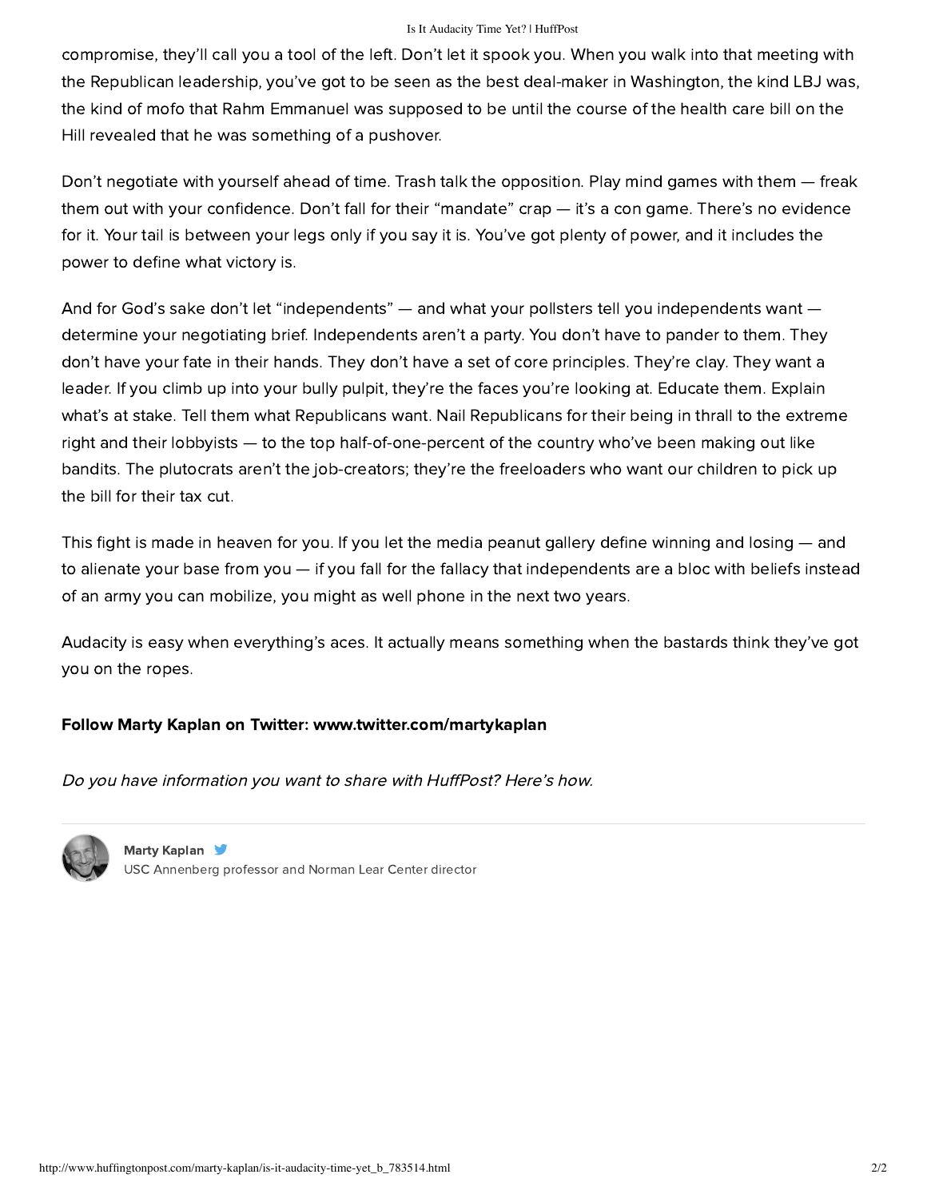compromise, they'll call you a tool of the left. Don't let it spook you. When you walk into that meeting with the Republican leadership, you've got to be seen as the best deal-maker in Washington, the kind LBJ was, the kind of mofo that Rahm Emmanuel was supposed to be until the course of the health care bill on the Hill revealed that he was something of a pushover.

Don't negotiate with yourself ahead of time. Trash talk the opposition. Play mind games with them — freak them out with your confidence. Don't fall for their "mandate" crap — it's a con game. There's no evidence for it. Your tail is between your legs only if you say it is. You've got plenty of power, and it includes the power to define what victory is.

And for God's sake don't let "independents" — and what your pollsters tell you independents want — determine your negotiating brief. Independents aren't a party. You don't have to pander to them. They don't have your fate in their hands. They don't have a set of core principles. They're clay. They want a leader. If you climb up into your bully pulpit, they're the faces you're looking at. Educate them. Explain what's at stake. Tell them what Republicans want. Nail Republicans for their being in thrall to the extreme right and their lobbyists — to the top half-of-one-percent of the country who've been making out like bandits. The plutocrats aren't the job-creators; they're the freeloaders who want our children to pick up the bill for their tax cut.

This fight is made in heaven for you. If you let the media peanut gallery define winning and losing — and to alienate your base from you — if you fall for the fallacy that independents are a bloc with beliefs instead of an army you can mobilize, you might as well phone in the next two years.

Audacity is easy when everything's aces. It actually means something when the bastards think they've got you on the ropes.

**Follow Marty Kaplan on Twitter: www.twitter.com/martykaplan**

*Do you have information you want to share with HuffPost? Here's how.*

---

**Marty Kaplan**
USC Annenberg professor and Norman Lear Center director